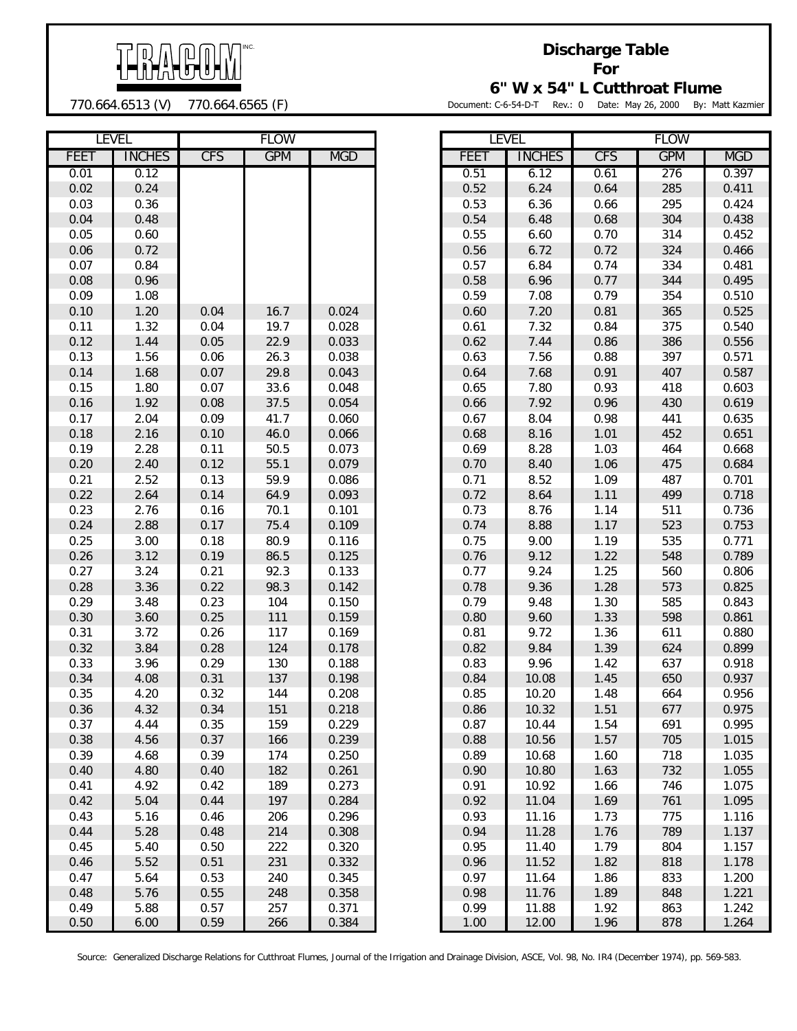TRACOM INC.

770.664.6513 (V) 770.664.6565 (F)

# Discharge Table For 6" W x 54" L Cutthroat Flume

Document: C-6-54-D-T Rev.: 0 Date: May 26, 2000 By: Matt Kazmier

| LEVEL | | FLOW | | |
|---|---|---|---|---|
| FEET | INCHES | CFS | GPM | MGD |
| 0.01 | 0.12 | | | |
| 0.02 | 0.24 | | | |
| 0.03 | 0.36 | | | |
| 0.04 | 0.48 | | | |
| 0.05 | 0.60 | | | |
| 0.06 | 0.72 | | | |
| 0.07 | 0.84 | | | |
| 0.08 | 0.96 | | | |
| 0.09 | 1.08 | | | |
| 0.10 | 1.20 | 0.04 | 16.7 | 0.024 |
| 0.11 | 1.32 | 0.04 | 19.7 | 0.028 |
| 0.12 | 1.44 | 0.05 | 22.9 | 0.033 |
| 0.13 | 1.56 | 0.06 | 26.3 | 0.038 |
| 0.14 | 1.68 | 0.07 | 29.8 | 0.043 |
| 0.15 | 1.80 | 0.07 | 33.6 | 0.048 |
| 0.16 | 1.92 | 0.08 | 37.5 | 0.054 |
| 0.17 | 2.04 | 0.09 | 41.7 | 0.060 |
| 0.18 | 2.16 | 0.10 | 46.0 | 0.066 |
| 0.19 | 2.28 | 0.11 | 50.5 | 0.073 |
| 0.20 | 2.40 | 0.12 | 55.1 | 0.079 |
| 0.21 | 2.52 | 0.13 | 59.9 | 0.086 |
| 0.22 | 2.64 | 0.14 | 64.9 | 0.093 |
| 0.23 | 2.76 | 0.16 | 70.1 | 0.101 |
| 0.24 | 2.88 | 0.17 | 75.4 | 0.109 |
| 0.25 | 3.00 | 0.18 | 80.9 | 0.116 |
| 0.26 | 3.12 | 0.19 | 86.5 | 0.125 |
| 0.27 | 3.24 | 0.21 | 92.3 | 0.133 |
| 0.28 | 3.36 | 0.22 | 98.3 | 0.142 |
| 0.29 | 3.48 | 0.23 | 104 | 0.150 |
| 0.30 | 3.60 | 0.25 | 111 | 0.159 |
| 0.31 | 3.72 | 0.26 | 117 | 0.169 |
| 0.32 | 3.84 | 0.28 | 124 | 0.178 |
| 0.33 | 3.96 | 0.29 | 130 | 0.188 |
| 0.34 | 4.08 | 0.31 | 137 | 0.198 |
| 0.35 | 4.20 | 0.32 | 144 | 0.208 |
| 0.36 | 4.32 | 0.34 | 151 | 0.218 |
| 0.37 | 4.44 | 0.35 | 159 | 0.229 |
| 0.38 | 4.56 | 0.37 | 166 | 0.239 |
| 0.39 | 4.68 | 0.39 | 174 | 0.250 |
| 0.40 | 4.80 | 0.40 | 182 | 0.261 |
| 0.41 | 4.92 | 0.42 | 189 | 0.273 |
| 0.42 | 5.04 | 0.44 | 197 | 0.284 |
| 0.43 | 5.16 | 0.46 | 206 | 0.296 |
| 0.44 | 5.28 | 0.48 | 214 | 0.308 |
| 0.45 | 5.40 | 0.50 | 222 | 0.320 |
| 0.46 | 5.52 | 0.51 | 231 | 0.332 |
| 0.47 | 5.64 | 0.53 | 240 | 0.345 |
| 0.48 | 5.76 | 0.55 | 248 | 0.358 |
| 0.49 | 5.88 | 0.57 | 257 | 0.371 |
| 0.50 | 6.00 | 0.59 | 266 | 0.384 |
| 0.51 | 6.12 | 0.61 | 276 | 0.397 |
| 0.52 | 6.24 | 0.64 | 285 | 0.411 |
| 0.53 | 6.36 | 0.66 | 295 | 0.424 |
| 0.54 | 6.48 | 0.68 | 304 | 0.438 |
| 0.55 | 6.60 | 0.70 | 314 | 0.452 |
| 0.56 | 6.72 | 0.72 | 324 | 0.466 |
| 0.57 | 6.84 | 0.74 | 334 | 0.481 |
| 0.58 | 6.96 | 0.77 | 344 | 0.495 |
| 0.59 | 7.08 | 0.79 | 354 | 0.510 |
| 0.60 | 7.20 | 0.81 | 365 | 0.525 |
| 0.61 | 7.32 | 0.84 | 375 | 0.540 |
| 0.62 | 7.44 | 0.86 | 386 | 0.556 |
| 0.63 | 7.56 | 0.88 | 397 | 0.571 |
| 0.64 | 7.68 | 0.91 | 407 | 0.587 |
| 0.65 | 7.80 | 0.93 | 418 | 0.603 |
| 0.66 | 7.92 | 0.96 | 430 | 0.619 |
| 0.67 | 8.04 | 0.98 | 441 | 0.635 |
| 0.68 | 8.16 | 1.01 | 452 | 0.651 |
| 0.69 | 8.28 | 1.03 | 464 | 0.668 |
| 0.70 | 8.40 | 1.06 | 475 | 0.684 |
| 0.71 | 8.52 | 1.09 | 487 | 0.701 |
| 0.72 | 8.64 | 1.11 | 499 | 0.718 |
| 0.73 | 8.76 | 1.14 | 511 | 0.736 |
| 0.74 | 8.88 | 1.17 | 523 | 0.753 |
| 0.75 | 9.00 | 1.19 | 535 | 0.771 |
| 0.76 | 9.12 | 1.22 | 548 | 0.789 |
| 0.77 | 9.24 | 1.25 | 560 | 0.806 |
| 0.78 | 9.36 | 1.28 | 573 | 0.825 |
| 0.79 | 9.48 | 1.30 | 585 | 0.843 |
| 0.80 | 9.60 | 1.33 | 598 | 0.861 |
| 0.81 | 9.72 | 1.36 | 611 | 0.880 |
| 0.82 | 9.84 | 1.39 | 624 | 0.899 |
| 0.83 | 9.96 | 1.42 | 637 | 0.918 |
| 0.84 | 10.08 | 1.45 | 650 | 0.937 |
| 0.85 | 10.20 | 1.48 | 664 | 0.956 |
| 0.86 | 10.32 | 1.51 | 677 | 0.975 |
| 0.87 | 10.44 | 1.54 | 691 | 0.995 |
| 0.88 | 10.56 | 1.57 | 705 | 1.015 |
| 0.89 | 10.68 | 1.60 | 718 | 1.035 |
| 0.90 | 10.80 | 1.63 | 732 | 1.055 |
| 0.91 | 10.92 | 1.66 | 746 | 1.075 |
| 0.92 | 11.04 | 1.69 | 761 | 1.095 |
| 0.93 | 11.16 | 1.73 | 775 | 1.116 |
| 0.94 | 11.28 | 1.76 | 789 | 1.137 |
| 0.95 | 11.40 | 1.79 | 804 | 1.157 |
| 0.96 | 11.52 | 1.82 | 818 | 1.178 |
| 0.97 | 11.64 | 1.86 | 833 | 1.200 |
| 0.98 | 11.76 | 1.89 | 848 | 1.221 |
| 0.99 | 11.88 | 1.92 | 863 | 1.242 |
| 1.00 | 12.00 | 1.96 | 878 | 1.264 |

Source: Generalized Discharge Relations for Cutthroat Flumes, Journal of the Irrigation and Drainage Division, ASCE, Vol. 98, No. IR4 (December 1974), pp. 569-583.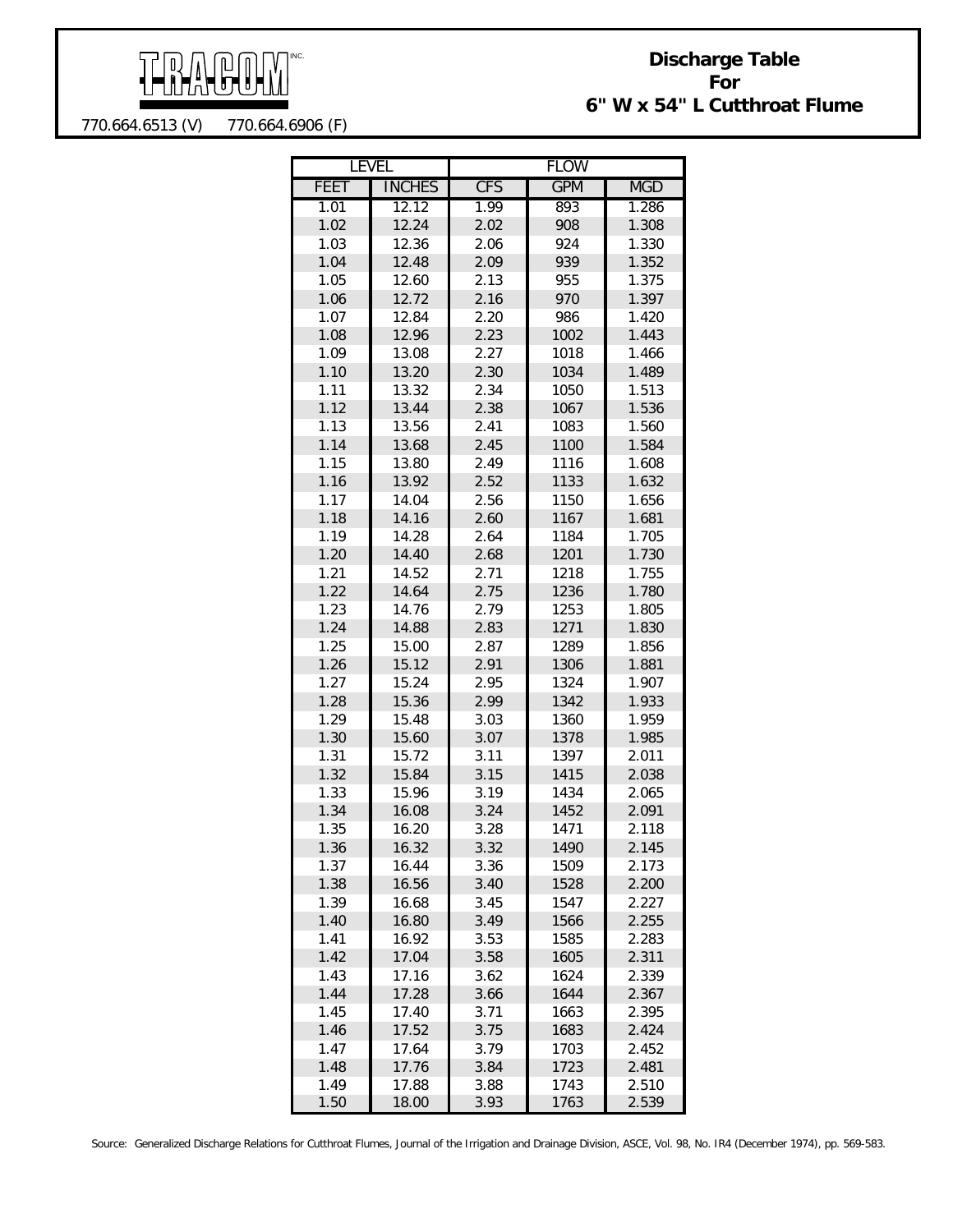TRACOM INC.

770.664.6513 (V) 770.664.6906 (F)

# Discharge Table For 6" W x 54" L Cutthroat Flume

| LEVEL | | FLOW | | |
|---|---|---|---|---|
| FEET | INCHES | CFS | GPM | MGD |
| 1.01 | 12.12 | 1.99 | 893 | 1.286 |
| 1.02 | 12.24 | 2.02 | 908 | 1.308 |
| 1.03 | 12.36 | 2.06 | 924 | 1.330 |
| 1.04 | 12.48 | 2.09 | 939 | 1.352 |
| 1.05 | 12.60 | 2.13 | 955 | 1.375 |
| 1.06 | 12.72 | 2.16 | 970 | 1.397 |
| 1.07 | 12.84 | 2.20 | 986 | 1.420 |
| 1.08 | 12.96 | 2.23 | 1002 | 1.443 |
| 1.09 | 13.08 | 2.27 | 1018 | 1.466 |
| 1.10 | 13.20 | 2.30 | 1034 | 1.489 |
| 1.11 | 13.32 | 2.34 | 1050 | 1.513 |
| 1.12 | 13.44 | 2.38 | 1067 | 1.536 |
| 1.13 | 13.56 | 2.41 | 1083 | 1.560 |
| 1.14 | 13.68 | 2.45 | 1100 | 1.584 |
| 1.15 | 13.80 | 2.49 | 1116 | 1.608 |
| 1.16 | 13.92 | 2.52 | 1133 | 1.632 |
| 1.17 | 14.04 | 2.56 | 1150 | 1.656 |
| 1.18 | 14.16 | 2.60 | 1167 | 1.681 |
| 1.19 | 14.28 | 2.64 | 1184 | 1.705 |
| 1.20 | 14.40 | 2.68 | 1201 | 1.730 |
| 1.21 | 14.52 | 2.71 | 1218 | 1.755 |
| 1.22 | 14.64 | 2.75 | 1236 | 1.780 |
| 1.23 | 14.76 | 2.79 | 1253 | 1.805 |
| 1.24 | 14.88 | 2.83 | 1271 | 1.830 |
| 1.25 | 15.00 | 2.87 | 1289 | 1.856 |
| 1.26 | 15.12 | 2.91 | 1306 | 1.881 |
| 1.27 | 15.24 | 2.95 | 1324 | 1.907 |
| 1.28 | 15.36 | 2.99 | 1342 | 1.933 |
| 1.29 | 15.48 | 3.03 | 1360 | 1.959 |
| 1.30 | 15.60 | 3.07 | 1378 | 1.985 |
| 1.31 | 15.72 | 3.11 | 1397 | 2.011 |
| 1.32 | 15.84 | 3.15 | 1415 | 2.038 |
| 1.33 | 15.96 | 3.19 | 1434 | 2.065 |
| 1.34 | 16.08 | 3.24 | 1452 | 2.091 |
| 1.35 | 16.20 | 3.28 | 1471 | 2.118 |
| 1.36 | 16.32 | 3.32 | 1490 | 2.145 |
| 1.37 | 16.44 | 3.36 | 1509 | 2.173 |
| 1.38 | 16.56 | 3.40 | 1528 | 2.200 |
| 1.39 | 16.68 | 3.45 | 1547 | 2.227 |
| 1.40 | 16.80 | 3.49 | 1566 | 2.255 |
| 1.41 | 16.92 | 3.53 | 1585 | 2.283 |
| 1.42 | 17.04 | 3.58 | 1605 | 2.311 |
| 1.43 | 17.16 | 3.62 | 1624 | 2.339 |
| 1.44 | 17.28 | 3.66 | 1644 | 2.367 |
| 1.45 | 17.40 | 3.71 | 1663 | 2.395 |
| 1.46 | 17.52 | 3.75 | 1683 | 2.424 |
| 1.47 | 17.64 | 3.79 | 1703 | 2.452 |
| 1.48 | 17.76 | 3.84 | 1723 | 2.481 |
| 1.49 | 17.88 | 3.88 | 1743 | 2.510 |
| 1.50 | 18.00 | 3.93 | 1763 | 2.539 |

Source: Generalized Discharge Relations for Cutthroat Flumes, Journal of the Irrigation and Drainage Division, ASCE, Vol. 98, No. IR4 (December 1974), pp. 569-583.